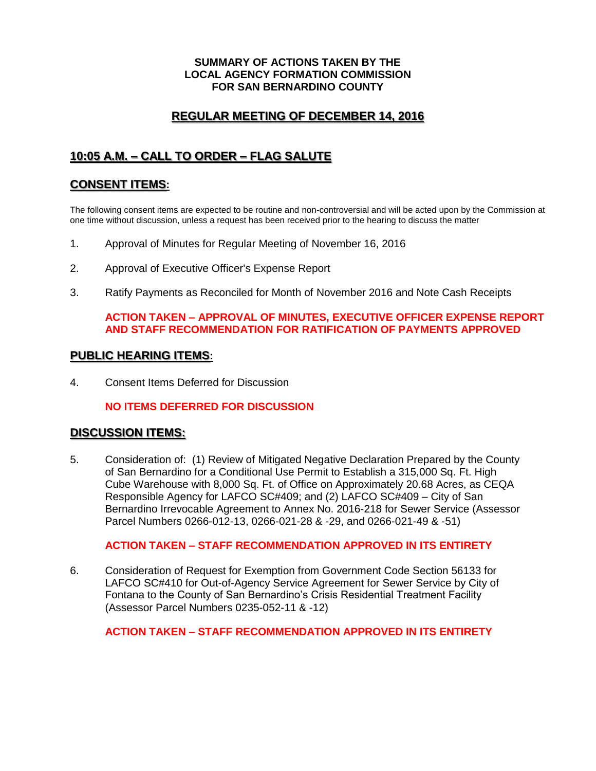**SUMMARY OF ACTIONS TAKEN BY THE**
**LOCAL AGENCY FORMATION COMMISSION**
**FOR SAN BERNARDINO COUNTY**

# REGULAR MEETING OF DECEMBER 14, 2016

## 10:05 A.M. – CALL TO ORDER – FLAG SALUTE

## CONSENT ITEMS:

The following consent items are expected to be routine and non-controversial and will be acted upon by the Commission at one time without discussion, unless a request has been received prior to the hearing to discuss the matter

1. Approval of Minutes for Regular Meeting of November 16, 2016

2. Approval of Executive Officer's Expense Report

3. Ratify Payments as Reconciled for Month of November 2016 and Note Cash Receipts

   **ACTION TAKEN – APPROVAL OF MINUTES, EXECUTIVE OFFICER EXPENSE REPORT AND STAFF RECOMMENDATION FOR RATIFICATION OF PAYMENTS APPROVED**

## PUBLIC HEARING ITEMS:

4. Consent Items Deferred for Discussion

   **NO ITEMS DEFERRED FOR DISCUSSION**

## DISCUSSION ITEMS:

5. Consideration of: (1) Review of Mitigated Negative Declaration Prepared by the County of San Bernardino for a Conditional Use Permit to Establish a 315,000 Sq. Ft. High Cube Warehouse with 8,000 Sq. Ft. of Office on Approximately 20.68 Acres, as CEQA Responsible Agency for LAFCO SC#409; and (2) LAFCO SC#409 – City of San Bernardino Irrevocable Agreement to Annex No. 2016-218 for Sewer Service (Assessor Parcel Numbers 0266-012-13, 0266-021-28 & -29, and 0266-021-49 & -51)

   **ACTION TAKEN – STAFF RECOMMENDATION APPROVED IN ITS ENTIRETY**

6. Consideration of Request for Exemption from Government Code Section 56133 for LAFCO SC#410 for Out-of-Agency Service Agreement for Sewer Service by City of Fontana to the County of San Bernardino's Crisis Residential Treatment Facility (Assessor Parcel Numbers 0235-052-11 & -12)

   **ACTION TAKEN – STAFF RECOMMENDATION APPROVED IN ITS ENTIRETY**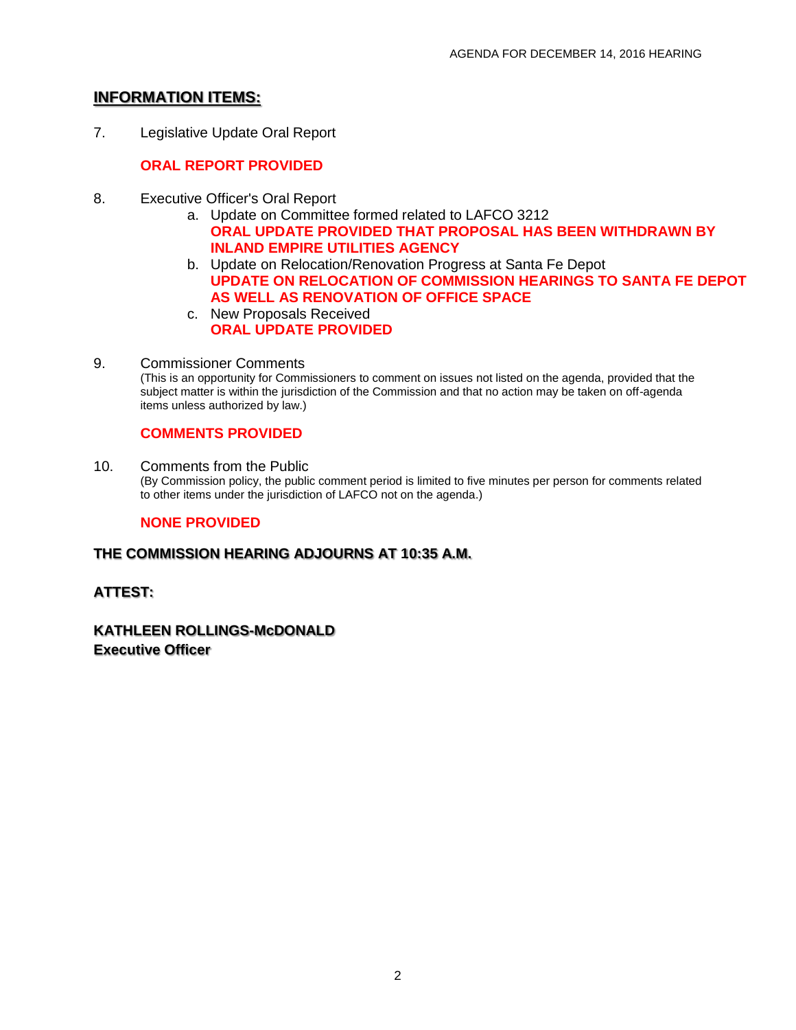## INFORMATION ITEMS:

7. Legislative Update Oral Report

   **ORAL REPORT PROVIDED**

8. Executive Officer's Oral Report
   a. Update on Committee formed related to LAFCO 3212
      **ORAL UPDATE PROVIDED THAT PROPOSAL HAS BEEN WITHDRAWN BY INLAND EMPIRE UTILITIES AGENCY**
   b. Update on Relocation/Renovation Progress at Santa Fe Depot
      **UPDATE ON RELOCATION OF COMMISSION HEARINGS TO SANTA FE DEPOT AS WELL AS RENOVATION OF OFFICE SPACE**
   c. New Proposals Received
      **ORAL UPDATE PROVIDED**

9. Commissioner Comments
   (This is an opportunity for Commissioners to comment on issues not listed on the agenda, provided that the subject matter is within the jurisdiction of the Commission and that no action may be taken on off-agenda items unless authorized by law.)

   **COMMENTS PROVIDED**

10. Comments from the Public
    (By Commission policy, the public comment period is limited to five minutes per person for comments related to other items under the jurisdiction of LAFCO not on the agenda.)

    **NONE PROVIDED**

**THE COMMISSION HEARING ADJOURNS AT 10:35 A.M.**

**ATTEST:**

**KATHLEEN ROLLINGS-McDONALD**
**Executive Officer**